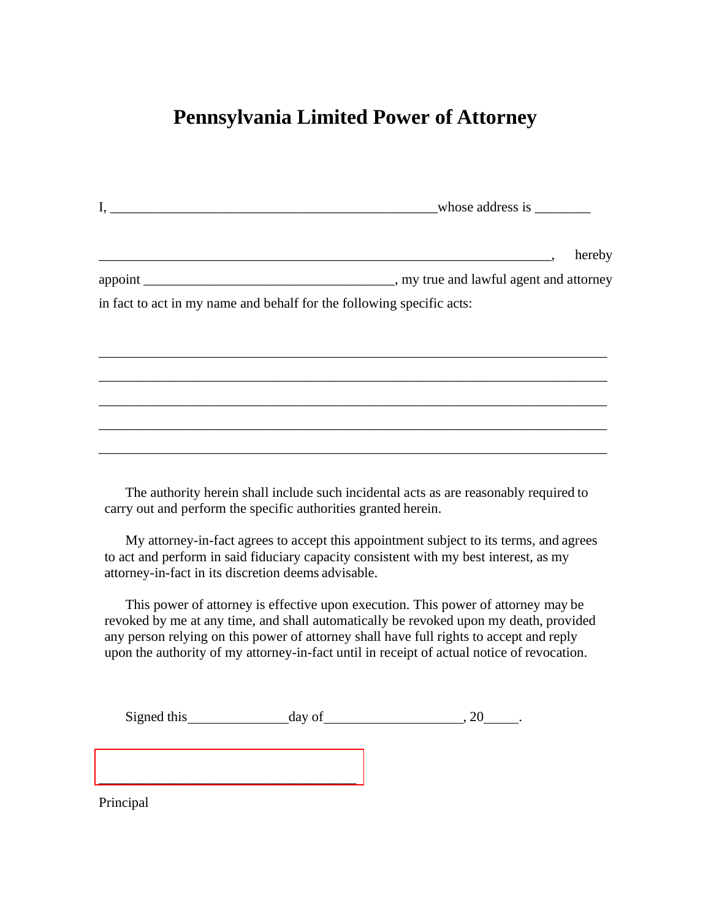# Pennsylvania Limited Power of Attorney

I, _______________________________________________whose address is ________

_________________________________________________________________, hereby appoint ____________________________________, my true and lawful agent and attorney in fact to act in my name and behalf for the following specific acts:

___________________________________________________________________________

___________________________________________________________________________

___________________________________________________________________________

___________________________________________________________________________

___________________________________________________________________________

The authority herein shall include such incidental acts as are reasonably required to carry out and perform the specific authorities granted herein.

My attorney-in-fact agrees to accept this appointment subject to its terms, and agrees to act and perform in said fiduciary capacity consistent with my best interest, as my attorney-in-fact in its discretion deems advisable.

This power of attorney is effective upon execution. This power of attorney may be revoked by me at any time, and shall automatically be revoked upon my death, provided any person relying on this power of attorney shall have full rights to accept and reply upon the authority of my attorney-in-fact until in receipt of actual notice of revocation.

Signed this_______________day of____________________, 20_____.

______________________________________

Principal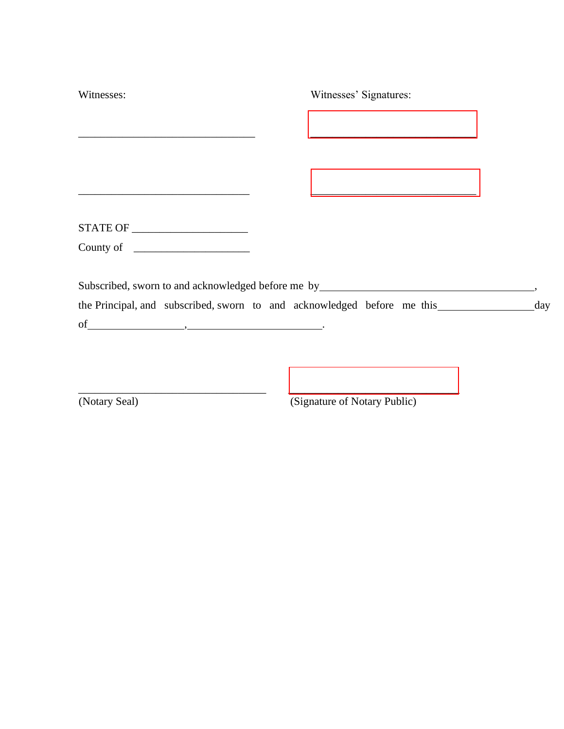Witnesses: Witnesses' Signatures:

_______________________________ _______________________________

_______________________________ _______________________________

STATE OF ____________________

County of ____________________

Subscribed, sworn to and acknowledged before me by______________________________________, the Principal, and subscribed, sworn to and acknowledged before me this________________day of________________,______________________.

_________________________________ _______________________________

(Notary Seal) (Signature of Notary Public)